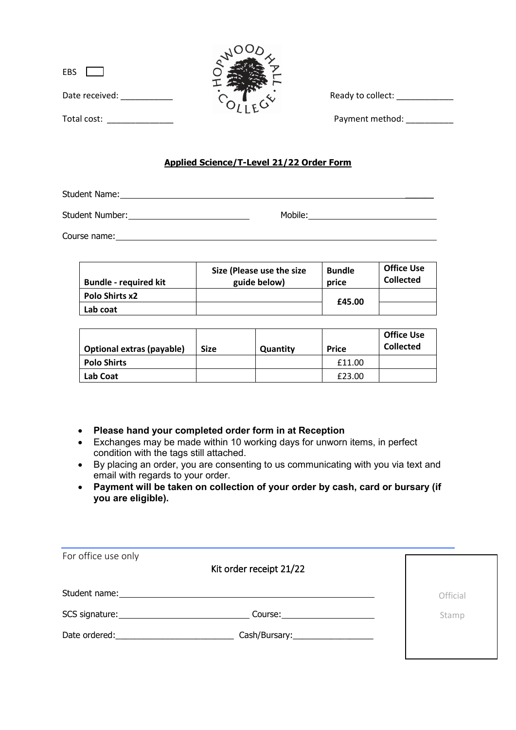EBS ☐

Date received: ___________

Total cost: ______________

HOPWOOD HALL COLLEGE

Ready to collect: ____________

Payment method: __________

**Applied Science/T-Level 21/22 Order Form**

Student Name: ______________________________________________________________

Student Number: ___________________________ Mobile: ______________________________

Course name: _______________________________________________________________

| Bundle - required kit | Size (Please use the size guide below) | Bundle price | Office Use Collected |
|---|---|---|---|
| **Polo Shirts x2** | | **£45.00** | |
| **Lab coat** | | | |

| Optional extras (payable) | Size | Quantity | Price | Office Use Collected |
|---|---|---|---|---|
| **Polo Shirts** | | | £11.00 | |
| **Lab Coat** | | | £23.00 | |

- **Please hand your completed order form in at Reception**
- Exchanges may be made within 10 working days for unworn items, in perfect condition with the tags still attached.
- By placing an order, you are consenting to us communicating with you via text and email with regards to your order.
- **Payment will be taken on collection of your order by cash, card or bursary (if you are eligible).**

---

For office use only

Kit order receipt 21/22

Student name: ______________________________________________

SCS signature: ___________________________ Course: ____________________

Date ordered: _________________________ Cash/Bursary: _________________

Official Stamp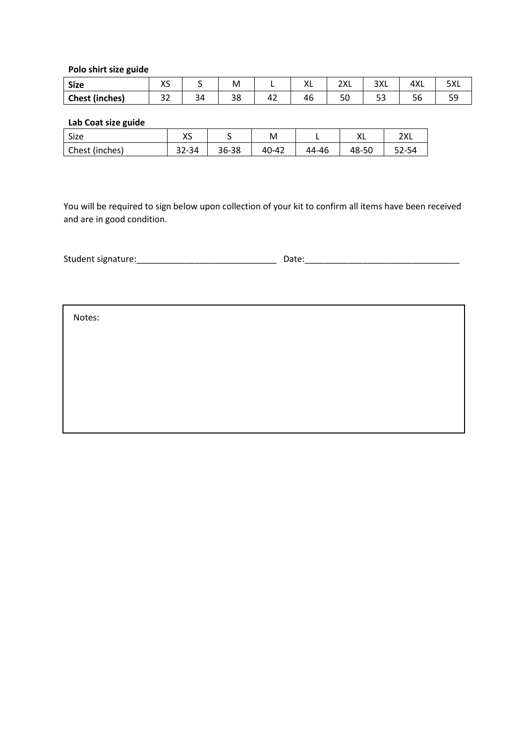**Polo shirt size guide**

| **Size** | XS | S | M | L | XL | 2XL | 3XL | 4XL | 5XL |
|---|---|---|---|---|---|---|---|---|---|
| **Chest (inches)** | 32 | 34 | 38 | 42 | 46 | 50 | 53 | 56 | 59 |

**Lab Coat size guide**

| Size | XS | S | M | L | XL | 2XL |
|---|---|---|---|---|---|---|
| Chest (inches) | 32-34 | 36-38 | 40-42 | 44-46 | 48-50 | 52-54 |

You will be required to sign below upon collection of your kit to confirm all items have been received and are in good condition.

Student signature:______________________________ Date:_________________________________

Notes: